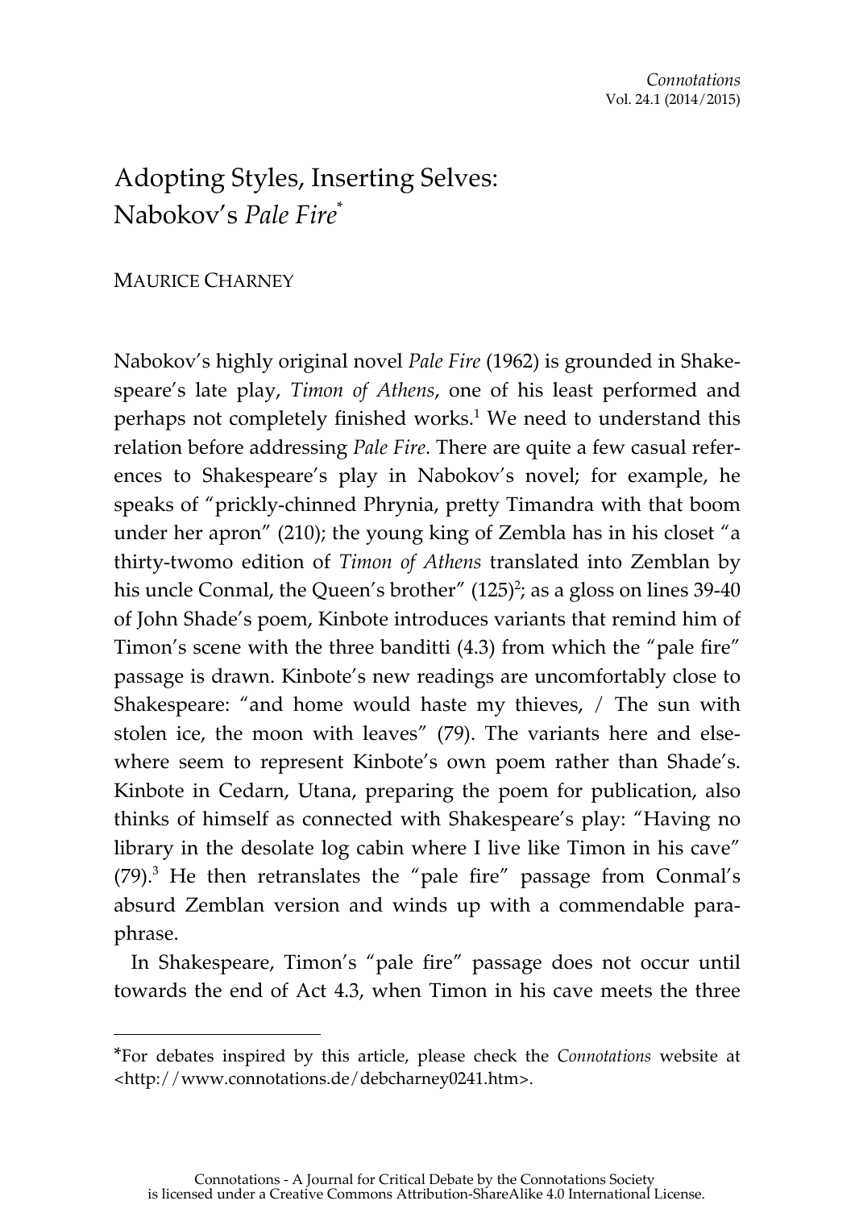# Adopting Styles, Inserting Selves: Nabokov's *Pale Fire*[*]

MAURICE CHARNEY

Nabokov's highly original novel *Pale Fire* (1962) is grounded in Shakespeare's late play, *Timon of Athens*, one of his least performed and perhaps not completely finished works.[1] We need to understand this relation before addressing *Pale Fire*. There are quite a few casual references to Shakespeare's play in Nabokov's novel; for example, he speaks of "prickly-chinned Phrynia, pretty Timandra with that boom under her apron" (210); the young king of Zembla has in his closet "a thirty-twomo edition of *Timon of Athens* translated into Zemblan by his uncle Conmal, the Queen's brother" (125)[2]; as a gloss on lines 39-40 of John Shade's poem, Kinbote introduces variants that remind him of Timon's scene with the three banditti (4.3) from which the "pale fire" passage is drawn. Kinbote's new readings are uncomfortably close to Shakespeare: "and home would haste my thieves, / The sun with stolen ice, the moon with leaves" (79). The variants here and elsewhere seem to represent Kinbote's own poem rather than Shade's. Kinbote in Cedarn, Utana, preparing the poem for publication, also thinks of himself as connected with Shakespeare's play: "Having no library in the desolate log cabin where I live like Timon in his cave" (79).[3] He then retranslates the "pale fire" passage from Conmal's absurd Zemblan version and winds up with a commendable paraphrase.

In Shakespeare, Timon's "pale fire" passage does not occur until towards the end of Act 4.3, when Timon in his cave meets the three

---

[*]For debates inspired by this article, please check the *Connotations* website at <http://www.connotations.de/debcharney0241.htm>.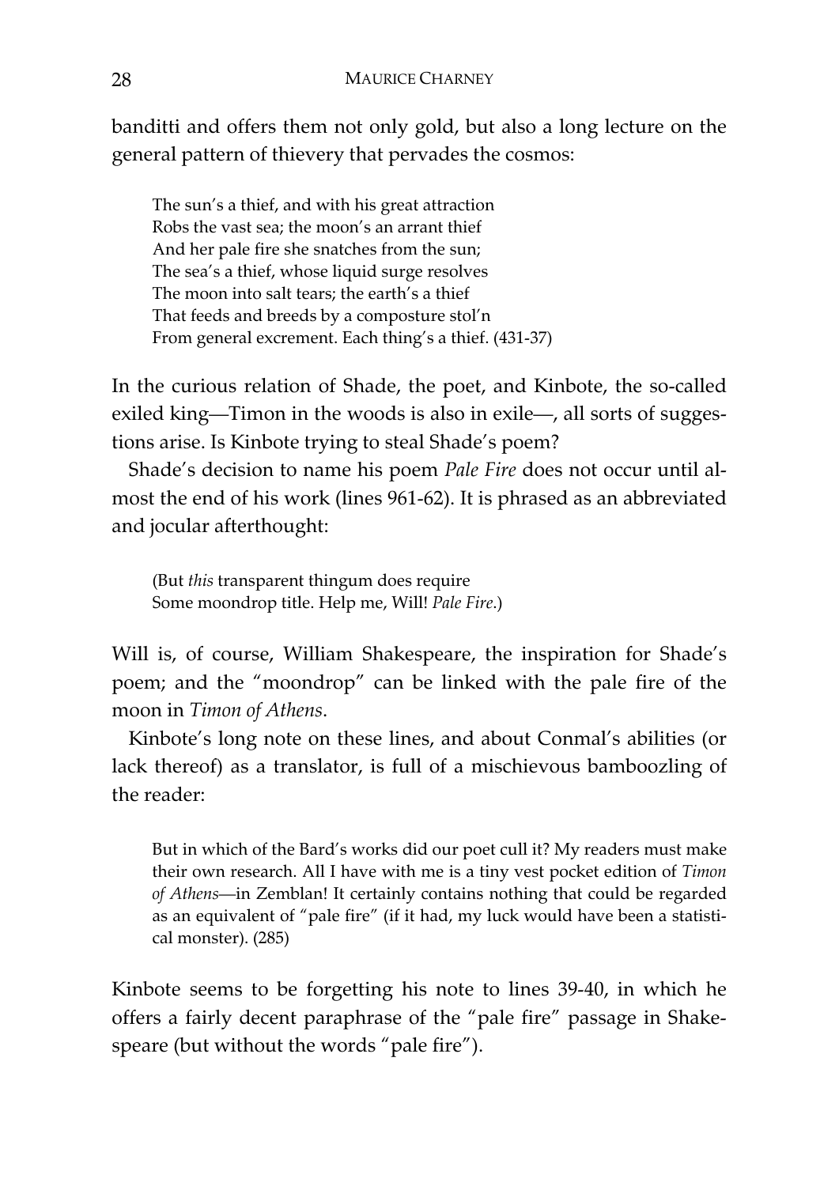banditti and offers them not only gold, but also a long lecture on the general pattern of thievery that pervades the cosmos:

> The sun's a thief, and with his great attraction
> Robs the vast sea; the moon's an arrant thief
> And her pale fire she snatches from the sun;
> The sea's a thief, whose liquid surge resolves
> The moon into salt tears; the earth's a thief
> That feeds and breeds by a composture stol'n
> From general excrement. Each thing's a thief. (431-37)

In the curious relation of Shade, the poet, and Kinbote, the so-called exiled king—Timon in the woods is also in exile—, all sorts of suggestions arise. Is Kinbote trying to steal Shade's poem?

Shade's decision to name his poem *Pale Fire* does not occur until almost the end of his work (lines 961-62). It is phrased as an abbreviated and jocular afterthought:

> (But *this* transparent thingum does require
> Some moondrop title. Help me, Will! *Pale Fire*.)

Will is, of course, William Shakespeare, the inspiration for Shade's poem; and the "moondrop" can be linked with the pale fire of the moon in *Timon of Athens*.

Kinbote's long note on these lines, and about Conmal's abilities (or lack thereof) as a translator, is full of a mischievous bamboozling of the reader:

> But in which of the Bard's works did our poet cull it? My readers must make their own research. All I have with me is a tiny vest pocket edition of *Timon of Athens*—in Zemblan! It certainly contains nothing that could be regarded as an equivalent of "pale fire" (if it had, my luck would have been a statistical monster). (285)

Kinbote seems to be forgetting his note to lines 39-40, in which he offers a fairly decent paraphrase of the "pale fire" passage in Shakespeare (but without the words "pale fire").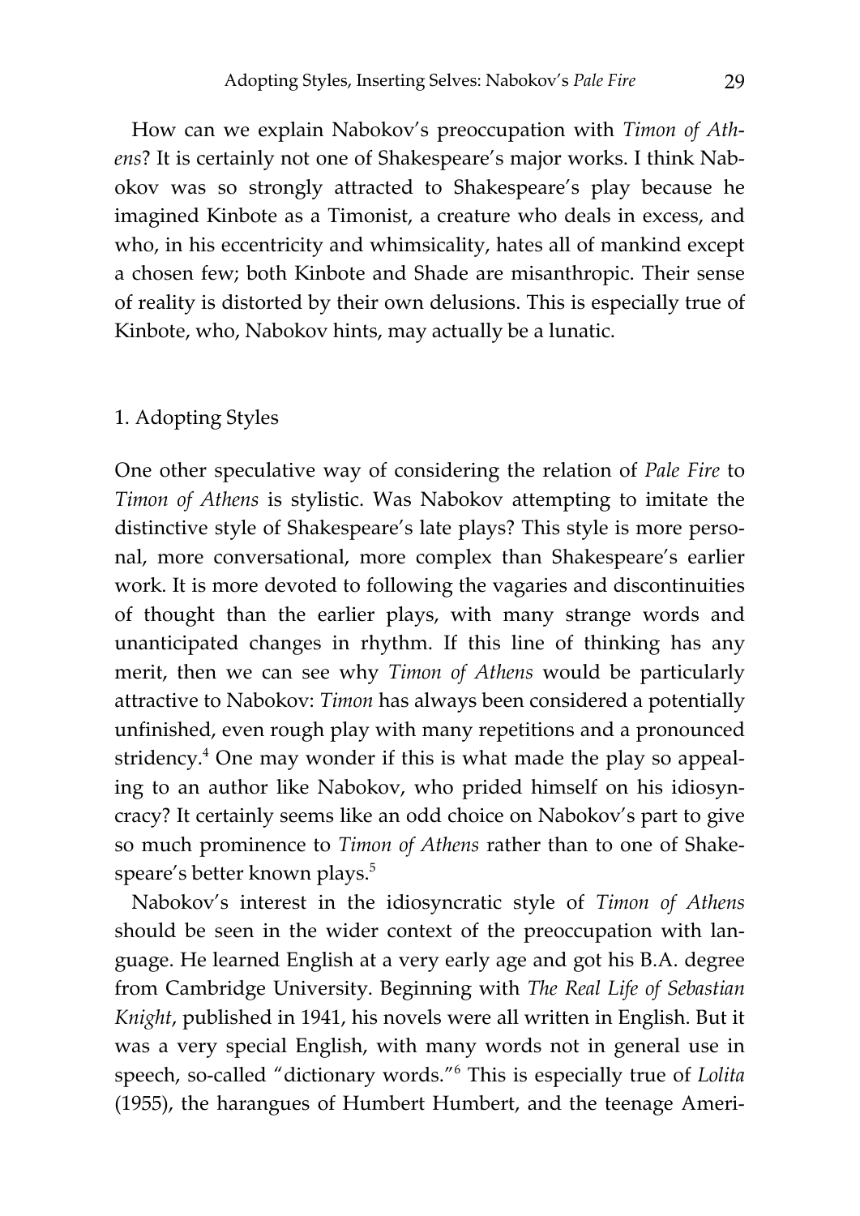How can we explain Nabokov's preoccupation with *Timon of Athens*? It is certainly not one of Shakespeare's major works. I think Nabokov was so strongly attracted to Shakespeare's play because he imagined Kinbote as a Timonist, a creature who deals in excess, and who, in his eccentricity and whimsicality, hates all of mankind except a chosen few; both Kinbote and Shade are misanthropic. Their sense of reality is distorted by their own delusions. This is especially true of Kinbote, who, Nabokov hints, may actually be a lunatic.

## 1. Adopting Styles

One other speculative way of considering the relation of *Pale Fire* to *Timon of Athens* is stylistic. Was Nabokov attempting to imitate the distinctive style of Shakespeare's late plays? This style is more personal, more conversational, more complex than Shakespeare's earlier work. It is more devoted to following the vagaries and discontinuities of thought than the earlier plays, with many strange words and unanticipated changes in rhythm. If this line of thinking has any merit, then we can see why *Timon of Athens* would be particularly attractive to Nabokov: *Timon* has always been considered a potentially unfinished, even rough play with many repetitions and a pronounced stridency.[4] One may wonder if this is what made the play so appealing to an author like Nabokov, who prided himself on his idiosyncracy? It certainly seems like an odd choice on Nabokov's part to give so much prominence to *Timon of Athens* rather than to one of Shakespeare's better known plays.[5]

Nabokov's interest in the idiosyncratic style of *Timon of Athens* should be seen in the wider context of the preoccupation with language. He learned English at a very early age and got his B.A. degree from Cambridge University. Beginning with *The Real Life of Sebastian Knight*, published in 1941, his novels were all written in English. But it was a very special English, with many words not in general use in speech, so-called "dictionary words."[6] This is especially true of *Lolita* (1955), the harangues of Humbert Humbert, and the teenage Ameri-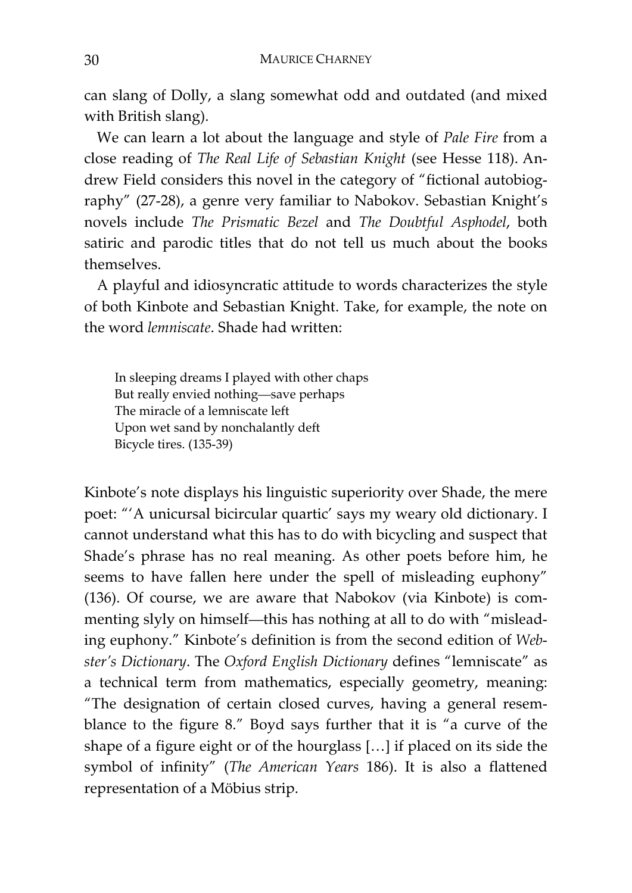can slang of Dolly, a slang somewhat odd and outdated (and mixed with British slang).

We can learn a lot about the language and style of *Pale Fire* from a close reading of *The Real Life of Sebastian Knight* (see Hesse 118). Andrew Field considers this novel in the category of "fictional autobiography" (27-28), a genre very familiar to Nabokov. Sebastian Knight's novels include *The Prismatic Bezel* and *The Doubtful Asphodel*, both satiric and parodic titles that do not tell us much about the books themselves.

A playful and idiosyncratic attitude to words characterizes the style of both Kinbote and Sebastian Knight. Take, for example, the note on the word *lemniscate*. Shade had written:

> In sleeping dreams I played with other chaps
> But really envied nothing—save perhaps
> The miracle of a lemniscate left
> Upon wet sand by nonchalantly deft
> Bicycle tires. (135-39)

Kinbote's note displays his linguistic superiority over Shade, the mere poet: "'A unicursal bicircular quartic' says my weary old dictionary. I cannot understand what this has to do with bicycling and suspect that Shade's phrase has no real meaning. As other poets before him, he seems to have fallen here under the spell of misleading euphony" (136). Of course, we are aware that Nabokov (via Kinbote) is commenting slyly on himself—this has nothing at all to do with "misleading euphony." Kinbote's definition is from the second edition of *Webster's Dictionary*. The *Oxford English Dictionary* defines "lemniscate" as a technical term from mathematics, especially geometry, meaning: "The designation of certain closed curves, having a general resemblance to the figure 8." Boyd says further that it is "a curve of the shape of a figure eight or of the hourglass […] if placed on its side the symbol of infinity" (*The American Years* 186). It is also a flattened representation of a Möbius strip.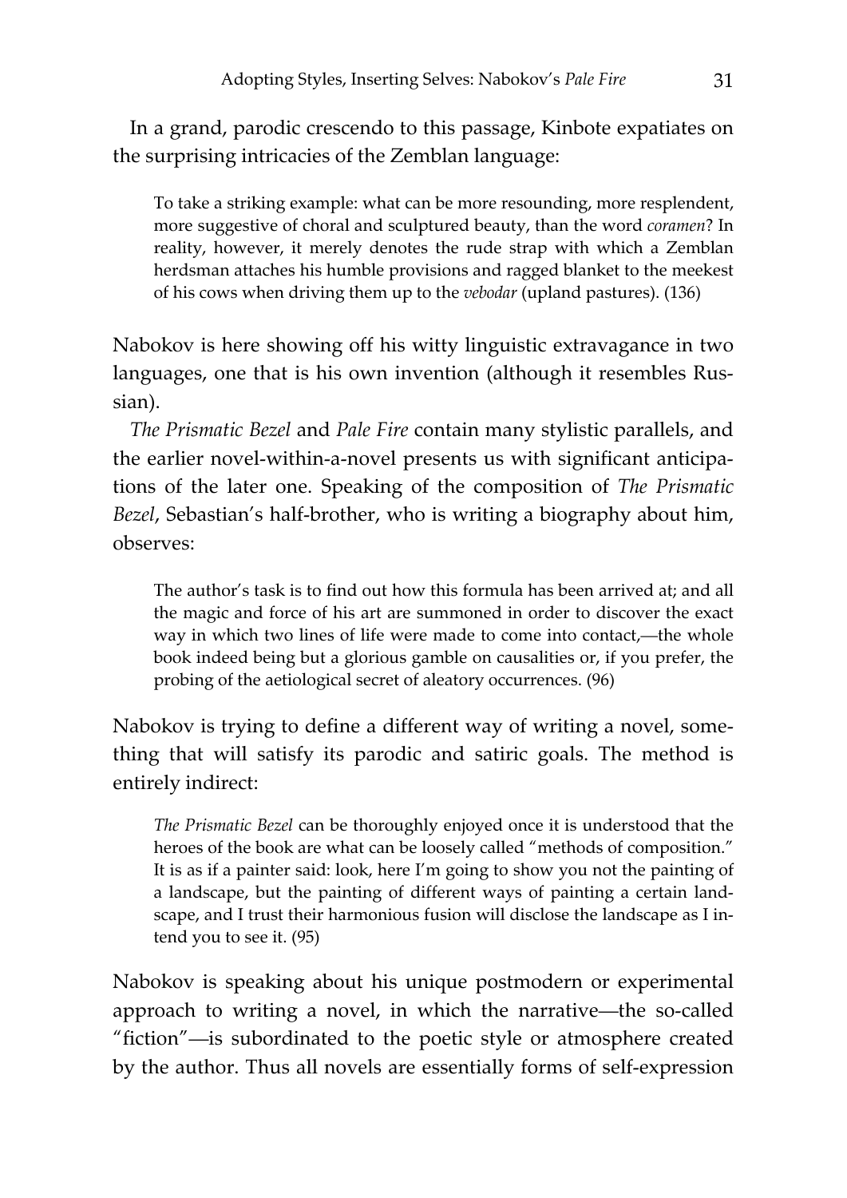In a grand, parodic crescendo to this passage, Kinbote expatiates on the surprising intricacies of the Zemblan language:

> To take a striking example: what can be more resounding, more resplendent, more suggestive of choral and sculptured beauty, than the word *coramen*? In reality, however, it merely denotes the rude strap with which a Zemblan herdsman attaches his humble provisions and ragged blanket to the meekest of his cows when driving them up to the *vebodar* (upland pastures). (136)

Nabokov is here showing off his witty linguistic extravagance in two languages, one that is his own invention (although it resembles Russian).

*The Prismatic Bezel* and *Pale Fire* contain many stylistic parallels, and the earlier novel-within-a-novel presents us with significant anticipations of the later one. Speaking of the composition of *The Prismatic Bezel*, Sebastian's half-brother, who is writing a biography about him, observes:

> The author's task is to find out how this formula has been arrived at; and all the magic and force of his art are summoned in order to discover the exact way in which two lines of life were made to come into contact,—the whole book indeed being but a glorious gamble on causalities or, if you prefer, the probing of the aetiological secret of aleatory occurrences. (96)

Nabokov is trying to define a different way of writing a novel, something that will satisfy its parodic and satiric goals. The method is entirely indirect:

> *The Prismatic Bezel* can be thoroughly enjoyed once it is understood that the heroes of the book are what can be loosely called "methods of composition." It is as if a painter said: look, here I'm going to show you not the painting of a landscape, but the painting of different ways of painting a certain landscape, and I trust their harmonious fusion will disclose the landscape as I intend you to see it. (95)

Nabokov is speaking about his unique postmodern or experimental approach to writing a novel, in which the narrative—the so-called "fiction"—is subordinated to the poetic style or atmosphere created by the author. Thus all novels are essentially forms of self-expression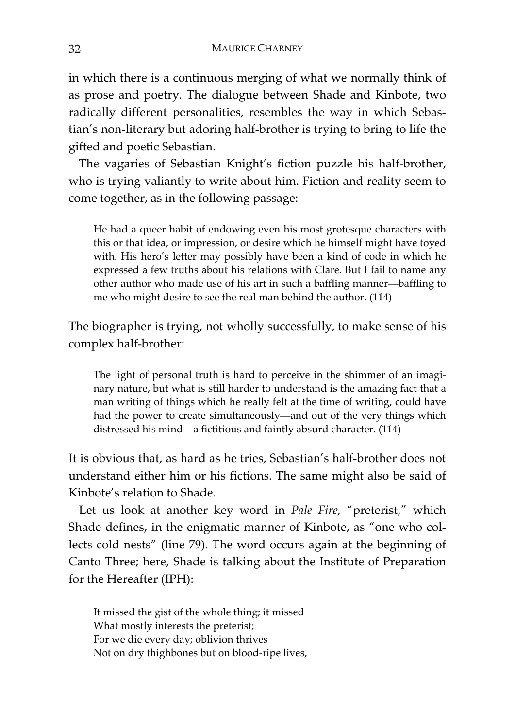in which there is a continuous merging of what we normally think of as prose and poetry. The dialogue between Shade and Kinbote, two radically different personalities, resembles the way in which Sebastian's non-literary but adoring half-brother is trying to bring to life the gifted and poetic Sebastian.

The vagaries of Sebastian Knight's fiction puzzle his half-brother, who is trying valiantly to write about him. Fiction and reality seem to come together, as in the following passage:

> He had a queer habit of endowing even his most grotesque characters with this or that idea, or impression, or desire which he himself might have toyed with. His hero's letter may possibly have been a kind of code in which he expressed a few truths about his relations with Clare. But I fail to name any other author who made use of his art in such a baffling manner—baffling to me who might desire to see the real man behind the author. (114)

The biographer is trying, not wholly successfully, to make sense of his complex half-brother:

> The light of personal truth is hard to perceive in the shimmer of an imaginary nature, but what is still harder to understand is the amazing fact that a man writing of things which he really felt at the time of writing, could have had the power to create simultaneously—and out of the very things which distressed his mind—a fictitious and faintly absurd character. (114)

It is obvious that, as hard as he tries, Sebastian's half-brother does not understand either him or his fictions. The same might also be said of Kinbote's relation to Shade.

Let us look at another key word in *Pale Fire*, "preterist," which Shade defines, in the enigmatic manner of Kinbote, as "one who collects cold nests" (line 79). The word occurs again at the beginning of Canto Three; here, Shade is talking about the Institute of Preparation for the Hereafter (IPH):

> It missed the gist of the whole thing; it missed
> What mostly interests the preterist;
> For we die every day; oblivion thrives
> Not on dry thighbones but on blood-ripe lives,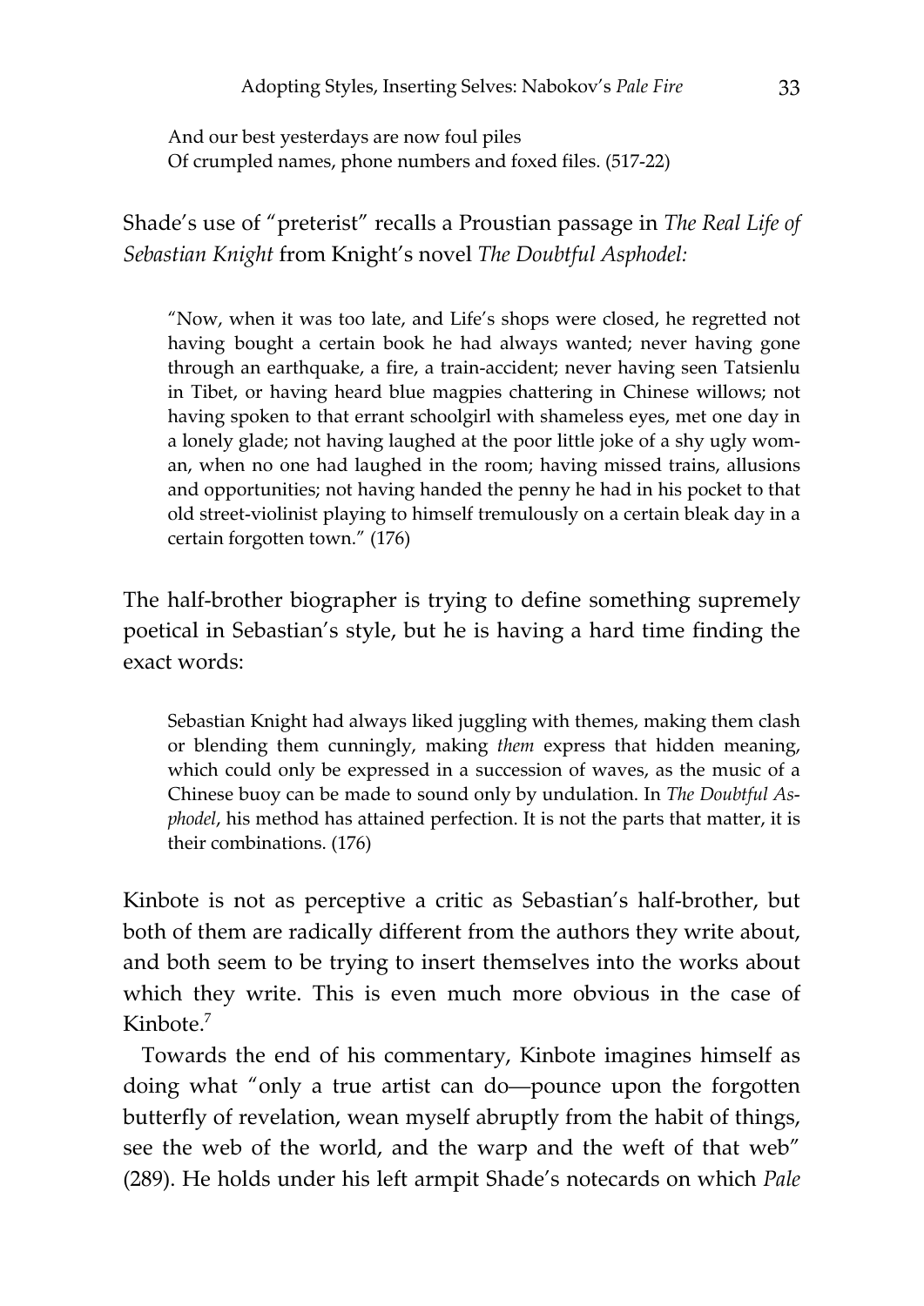> And our best yesterdays are now foul piles
> Of crumpled names, phone numbers and foxed files. (517-22)

Shade's use of "preterist" recalls a Proustian passage in *The Real Life of Sebastian Knight* from Knight's novel *The Doubtful Asphodel:*

> "Now, when it was too late, and Life's shops were closed, he regretted not having bought a certain book he had always wanted; never having gone through an earthquake, a fire, a train-accident; never having seen Tatsienlu in Tibet, or having heard blue magpies chattering in Chinese willows; not having spoken to that errant schoolgirl with shameless eyes, met one day in a lonely glade; not having laughed at the poor little joke of a shy ugly woman, when no one had laughed in the room; having missed trains, allusions and opportunities; not having handed the penny he had in his pocket to that old street-violinist playing to himself tremulously on a certain bleak day in a certain forgotten town." (176)

The half-brother biographer is trying to define something supremely poetical in Sebastian's style, but he is having a hard time finding the exact words:

> Sebastian Knight had always liked juggling with themes, making them clash or blending them cunningly, making *them* express that hidden meaning, which could only be expressed in a succession of waves, as the music of a Chinese buoy can be made to sound only by undulation. In *The Doubtful Asphodel*, his method has attained perfection. It is not the parts that matter, it is their combinations. (176)

Kinbote is not as perceptive a critic as Sebastian's half-brother, but both of them are radically different from the authors they write about, and both seem to be trying to insert themselves into the works about which they write. This is even much more obvious in the case of Kinbote.[7]

Towards the end of his commentary, Kinbote imagines himself as doing what "only a true artist can do—pounce upon the forgotten butterfly of revelation, wean myself abruptly from the habit of things, see the web of the world, and the warp and the weft of that web" (289). He holds under his left armpit Shade's notecards on which *Pale*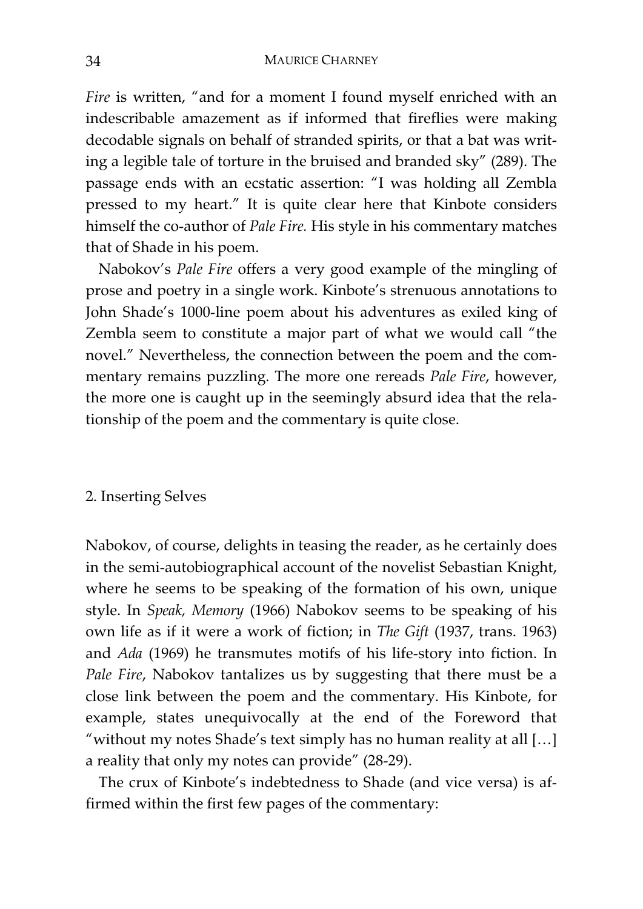*Fire* is written, "and for a moment I found myself enriched with an indescribable amazement as if informed that fireflies were making decodable signals on behalf of stranded spirits, or that a bat was writing a legible tale of torture in the bruised and branded sky" (289). The passage ends with an ecstatic assertion: "I was holding all Zembla pressed to my heart." It is quite clear here that Kinbote considers himself the co-author of *Pale Fire.* His style in his commentary matches that of Shade in his poem.

Nabokov's *Pale Fire* offers a very good example of the mingling of prose and poetry in a single work. Kinbote's strenuous annotations to John Shade's 1000-line poem about his adventures as exiled king of Zembla seem to constitute a major part of what we would call "the novel." Nevertheless, the connection between the poem and the commentary remains puzzling. The more one rereads *Pale Fire*, however, the more one is caught up in the seemingly absurd idea that the relationship of the poem and the commentary is quite close.

## 2. Inserting Selves

Nabokov, of course, delights in teasing the reader, as he certainly does in the semi-autobiographical account of the novelist Sebastian Knight, where he seems to be speaking of the formation of his own, unique style. In *Speak, Memory* (1966) Nabokov seems to be speaking of his own life as if it were a work of fiction; in *The Gift* (1937, trans. 1963) and *Ada* (1969) he transmutes motifs of his life-story into fiction. In *Pale Fire*, Nabokov tantalizes us by suggesting that there must be a close link between the poem and the commentary. His Kinbote, for example, states unequivocally at the end of the Foreword that "without my notes Shade's text simply has no human reality at all […] a reality that only my notes can provide" (28-29).

The crux of Kinbote's indebtedness to Shade (and vice versa) is affirmed within the first few pages of the commentary: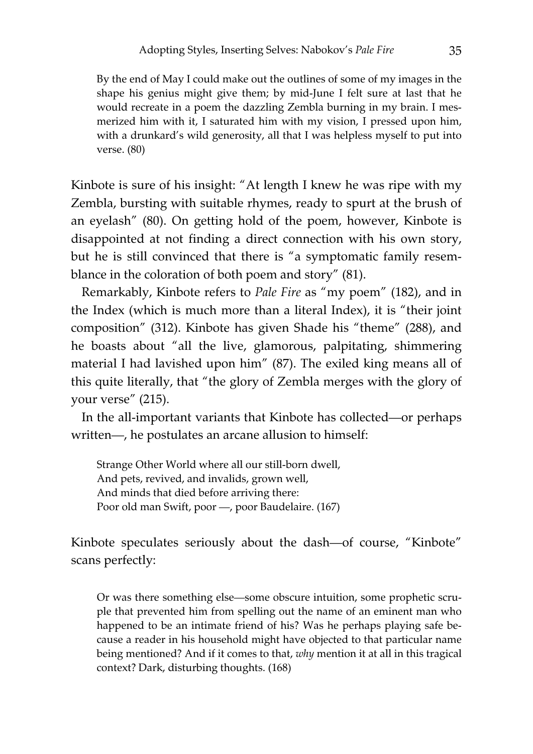> By the end of May I could make out the outlines of some of my images in the shape his genius might give them; by mid-June I felt sure at last that he would recreate in a poem the dazzling Zembla burning in my brain. I mesmerized him with it, I saturated him with my vision, I pressed upon him, with a drunkard's wild generosity, all that I was helpless myself to put into verse. (80)

Kinbote is sure of his insight: "At length I knew he was ripe with my Zembla, bursting with suitable rhymes, ready to spurt at the brush of an eyelash" (80). On getting hold of the poem, however, Kinbote is disappointed at not finding a direct connection with his own story, but he is still convinced that there is "a symptomatic family resemblance in the coloration of both poem and story" (81).

Remarkably, Kinbote refers to *Pale Fire* as "my poem" (182), and in the Index (which is much more than a literal Index), it is "their joint composition" (312). Kinbote has given Shade his "theme" (288), and he boasts about "all the live, glamorous, palpitating, shimmering material I had lavished upon him" (87). The exiled king means all of this quite literally, that "the glory of Zembla merges with the glory of your verse" (215).

In the all-important variants that Kinbote has collected—or perhaps written—, he postulates an arcane allusion to himself:

> Strange Other World where all our still-born dwell,
> And pets, revived, and invalids, grown well,
> And minds that died before arriving there:
> Poor old man Swift, poor —, poor Baudelaire. (167)

Kinbote speculates seriously about the dash—of course, "Kinbote" scans perfectly:

> Or was there something else—some obscure intuition, some prophetic scruple that prevented him from spelling out the name of an eminent man who happened to be an intimate friend of his? Was he perhaps playing safe because a reader in his household might have objected to that particular name being mentioned? And if it comes to that, *why* mention it at all in this tragical context? Dark, disturbing thoughts. (168)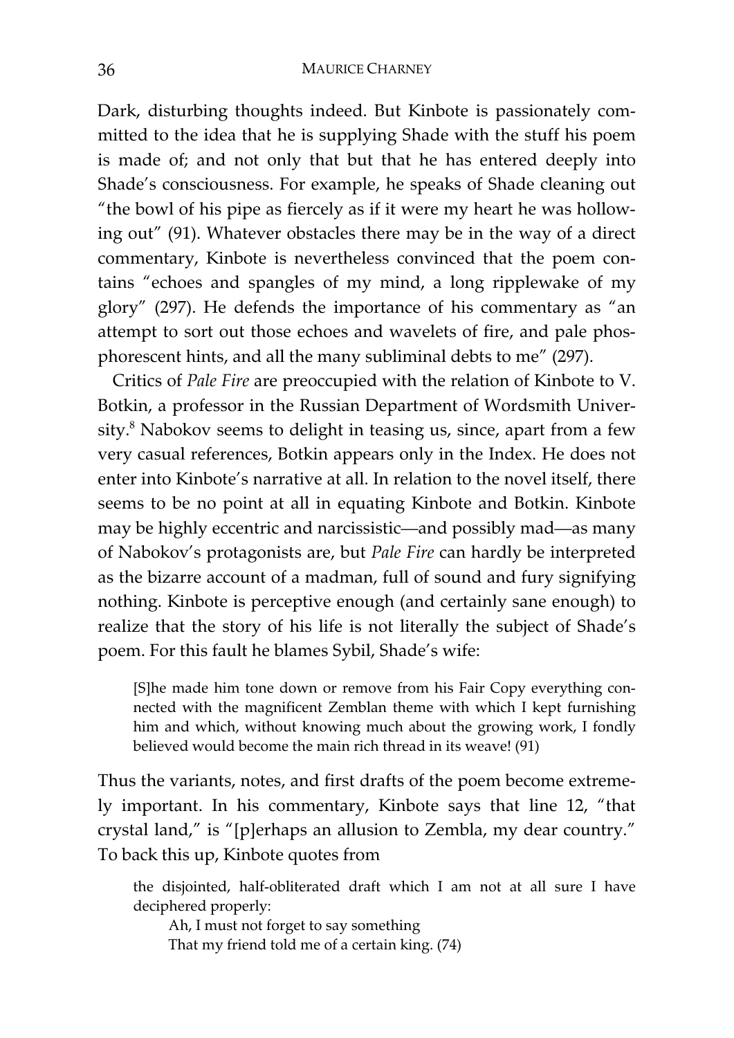Dark, disturbing thoughts indeed. But Kinbote is passionately committed to the idea that he is supplying Shade with the stuff his poem is made of; and not only that but that he has entered deeply into Shade's consciousness. For example, he speaks of Shade cleaning out "the bowl of his pipe as fiercely as if it were my heart he was hollowing out" (91). Whatever obstacles there may be in the way of a direct commentary, Kinbote is nevertheless convinced that the poem contains "echoes and spangles of my mind, a long ripplewake of my glory" (297). He defends the importance of his commentary as "an attempt to sort out those echoes and wavelets of fire, and pale phosphorescent hints, and all the many subliminal debts to me" (297).

Critics of *Pale Fire* are preoccupied with the relation of Kinbote to V. Botkin, a professor in the Russian Department of Wordsmith University.[8] Nabokov seems to delight in teasing us, since, apart from a few very casual references, Botkin appears only in the Index. He does not enter into Kinbote's narrative at all. In relation to the novel itself, there seems to be no point at all in equating Kinbote and Botkin. Kinbote may be highly eccentric and narcissistic—and possibly mad—as many of Nabokov's protagonists are, but *Pale Fire* can hardly be interpreted as the bizarre account of a madman, full of sound and fury signifying nothing. Kinbote is perceptive enough (and certainly sane enough) to realize that the story of his life is not literally the subject of Shade's poem. For this fault he blames Sybil, Shade's wife:

> [S]he made him tone down or remove from his Fair Copy everything connected with the magnificent Zemblan theme with which I kept furnishing him and which, without knowing much about the growing work, I fondly believed would become the main rich thread in its weave! (91)

Thus the variants, notes, and first drafts of the poem become extremely important. In his commentary, Kinbote says that line 12, "that crystal land," is "[p]erhaps an allusion to Zembla, my dear country." To back this up, Kinbote quotes from

> the disjointed, half-obliterated draft which I am not at all sure I have deciphered properly:
>
> Ah, I must not forget to say something
> That my friend told me of a certain king. (74)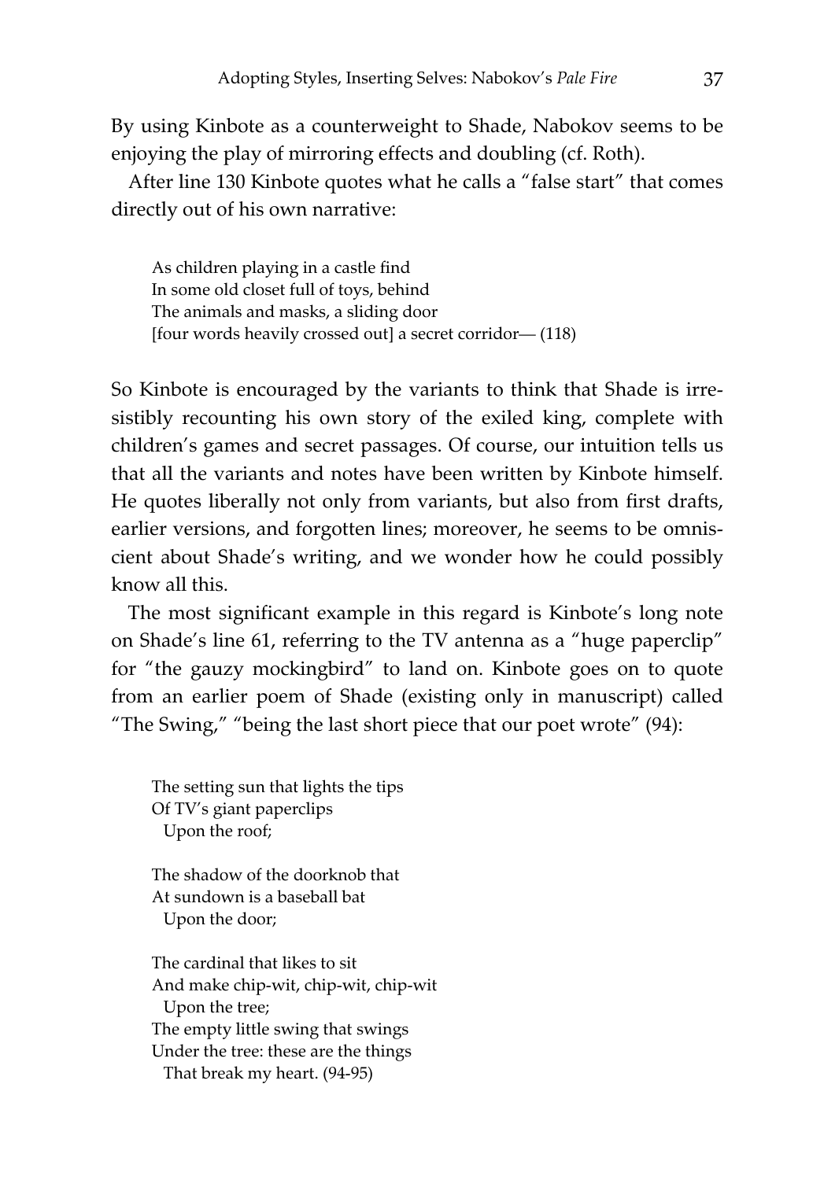By using Kinbote as a counterweight to Shade, Nabokov seems to be enjoying the play of mirroring effects and doubling (cf. Roth).

After line 130 Kinbote quotes what he calls a "false start" that comes directly out of his own narrative:

> As children playing in a castle find  
> In some old closet full of toys, behind  
> The animals and masks, a sliding door  
> [four words heavily crossed out] a secret corridor— (118)

So Kinbote is encouraged by the variants to think that Shade is irresistibly recounting his own story of the exiled king, complete with children's games and secret passages. Of course, our intuition tells us that all the variants and notes have been written by Kinbote himself. He quotes liberally not only from variants, but also from first drafts, earlier versions, and forgotten lines; moreover, he seems to be omniscient about Shade's writing, and we wonder how he could possibly know all this.

The most significant example in this regard is Kinbote's long note on Shade's line 61, referring to the TV antenna as a "huge paperclip" for "the gauzy mockingbird" to land on. Kinbote goes on to quote from an earlier poem of Shade (existing only in manuscript) called "The Swing," "being the last short piece that our poet wrote" (94):

> The setting sun that lights the tips  
> Of TV's giant paperclips  
> Upon the roof;
>
> The shadow of the doorknob that  
> At sundown is a baseball bat  
> Upon the door;
>
> The cardinal that likes to sit  
> And make chip-wit, chip-wit, chip-wit  
> Upon the tree;  
> The empty little swing that swings  
> Under the tree: these are the things  
> That break my heart. (94-95)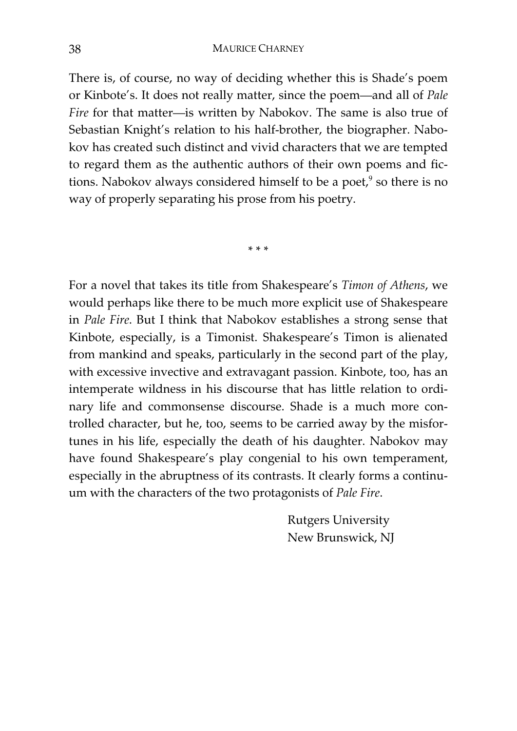There is, of course, no way of deciding whether this is Shade's poem or Kinbote's. It does not really matter, since the poem—and all of *Pale Fire* for that matter—is written by Nabokov. The same is also true of Sebastian Knight's relation to his half-brother, the biographer. Nabokov has created such distinct and vivid characters that we are tempted to regard them as the authentic authors of their own poems and fictions. Nabokov always considered himself to be a poet,[9] so there is no way of properly separating his prose from his poetry.

\* \* \*

For a novel that takes its title from Shakespeare's *Timon of Athens*, we would perhaps like there to be much more explicit use of Shakespeare in *Pale Fire*. But I think that Nabokov establishes a strong sense that Kinbote, especially, is a Timonist. Shakespeare's Timon is alienated from mankind and speaks, particularly in the second part of the play, with excessive invective and extravagant passion. Kinbote, too, has an intemperate wildness in his discourse that has little relation to ordinary life and commonsense discourse. Shade is a much more controlled character, but he, too, seems to be carried away by the misfortunes in his life, especially the death of his daughter. Nabokov may have found Shakespeare's play congenial to his own temperament, especially in the abruptness of its contrasts. It clearly forms a continuum with the characters of the two protagonists of *Pale Fire*.

Rutgers University
New Brunswick, NJ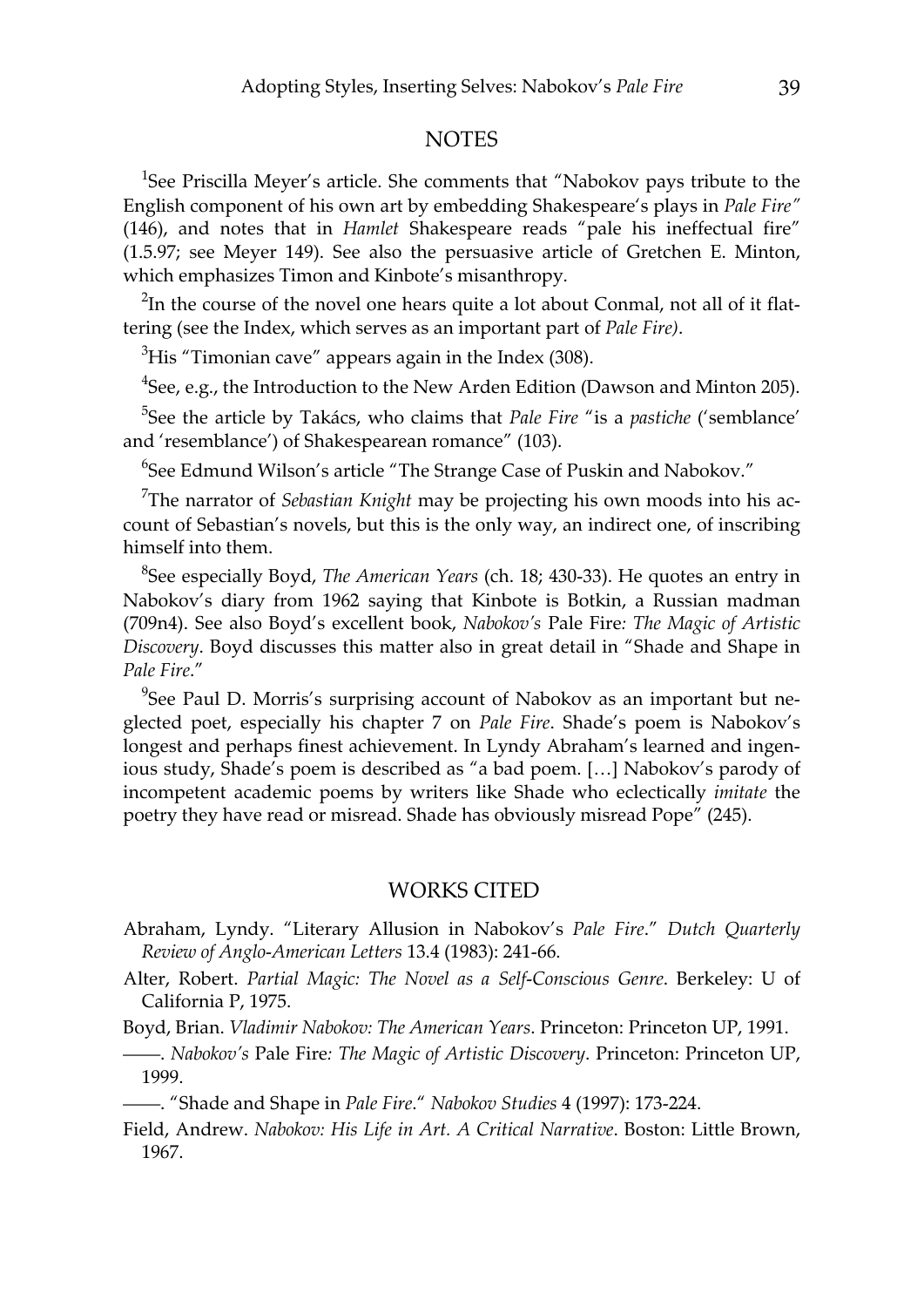## NOTES

[1]See Priscilla Meyer's article. She comments that "Nabokov pays tribute to the English component of his own art by embedding Shakespeare's plays in *Pale Fire"* (146), and notes that in *Hamlet* Shakespeare reads "pale his ineffectual fire" (1.5.97; see Meyer 149). See also the persuasive article of Gretchen E. Minton, which emphasizes Timon and Kinbote's misanthropy.

[2]In the course of the novel one hears quite a lot about Conmal, not all of it flattering (see the Index, which serves as an important part of *Pale Fire)*.

[3]His "Timonian cave" appears again in the Index (308).

[4]See, e.g., the Introduction to the New Arden Edition (Dawson and Minton 205).

[5]See the article by Takács, who claims that *Pale Fire* "is a *pastiche* ('semblance' and 'resemblance') of Shakespearean romance" (103).

[6]See Edmund Wilson's article "The Strange Case of Puskin and Nabokov."

[7]The narrator of *Sebastian Knight* may be projecting his own moods into his account of Sebastian's novels, but this is the only way, an indirect one, of inscribing himself into them.

[8]See especially Boyd, *The American Years* (ch. 18; 430-33). He quotes an entry in Nabokov's diary from 1962 saying that Kinbote is Botkin, a Russian madman (709n4). See also Boyd's excellent book, *Nabokov's* Pale Fire*: The Magic of Artistic Discovery*. Boyd discusses this matter also in great detail in "Shade and Shape in *Pale Fire*."

[9]See Paul D. Morris's surprising account of Nabokov as an important but neglected poet, especially his chapter 7 on *Pale Fire*. Shade's poem is Nabokov's longest and perhaps finest achievement. In Lyndy Abraham's learned and ingenious study, Shade's poem is described as "a bad poem. […] Nabokov's parody of incompetent academic poems by writers like Shade who eclectically *imitate* the poetry they have read or misread. Shade has obviously misread Pope" (245).

## WORKS CITED

Abraham, Lyndy. "Literary Allusion in Nabokov's *Pale Fire*." *Dutch Quarterly Review of Anglo-American Letters* 13.4 (1983): 241-66.

Alter, Robert. *Partial Magic: The Novel as a Self-Conscious Genre*. Berkeley: U of California P, 1975.

Boyd, Brian. *Vladimir Nabokov: The American Years*. Princeton: Princeton UP, 1991.

——. *Nabokov's* Pale Fire*: The Magic of Artistic Discovery*. Princeton: Princeton UP, 1999.

——. "Shade and Shape in *Pale Fire*." *Nabokov Studies* 4 (1997): 173-224.

Field, Andrew. *Nabokov: His Life in Art. A Critical Narrative*. Boston: Little Brown, 1967.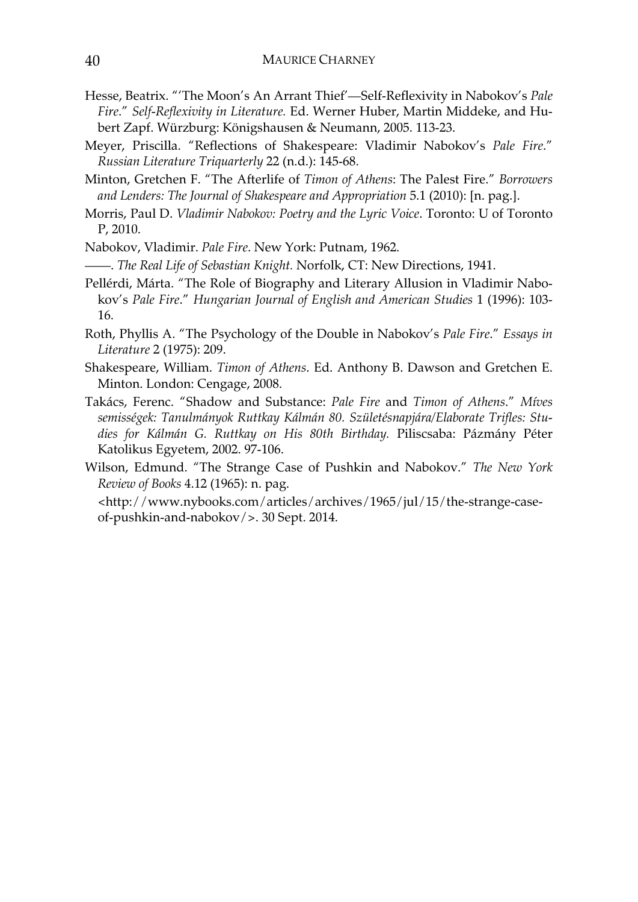Hesse, Beatrix. "'The Moon's An Arrant Thief'—Self-Reflexivity in Nabokov's *Pale Fire*." *Self-Reflexivity in Literature.* Ed. Werner Huber, Martin Middeke, and Hubert Zapf. Würzburg: Königshausen & Neumann, 2005. 113-23.

Meyer, Priscilla. "Reflections of Shakespeare: Vladimir Nabokov's *Pale Fire*." *Russian Literature Triquarterly* 22 (n.d.): 145-68.

Minton, Gretchen F. "The Afterlife of *Timon of Athens*: The Palest Fire." *Borrowers and Lenders: The Journal of Shakespeare and Appropriation* 5.1 (2010): [n. pag.].

Morris, Paul D. *Vladimir Nabokov: Poetry and the Lyric Voice*. Toronto: U of Toronto P, 2010.

Nabokov, Vladimir. *Pale Fire*. New York: Putnam, 1962.

——. *The Real Life of Sebastian Knight.* Norfolk, CT: New Directions, 1941.

Pellérdi, Márta. "The Role of Biography and Literary Allusion in Vladimir Nabokov's *Pale Fire*." *Hungarian Journal of English and American Studies* 1 (1996): 103-16.

Roth, Phyllis A. "The Psychology of the Double in Nabokov's *Pale Fire*." *Essays in Literature* 2 (1975): 209.

Shakespeare, William. *Timon of Athens*. Ed. Anthony B. Dawson and Gretchen E. Minton. London: Cengage, 2008.

Takács, Ferenc. "Shadow and Substance: *Pale Fire* and *Timon of Athens*." *Míves semisségek: Tanulmányok Ruttkay Kálmán 80. Születésnapjára/Elaborate Trifles: Studies for Kálmán G. Ruttkay on His 80th Birthday.* Piliscsaba: Pázmány Péter Katolikus Egyetem, 2002. 97-106.

Wilson, Edmund. "The Strange Case of Pushkin and Nabokov." *The New York Review of Books* 4.12 (1965): n. pag. <http://www.nybooks.com/articles/archives/1965/jul/15/the-strange-case-of-pushkin-and-nabokov/>. 30 Sept. 2014.